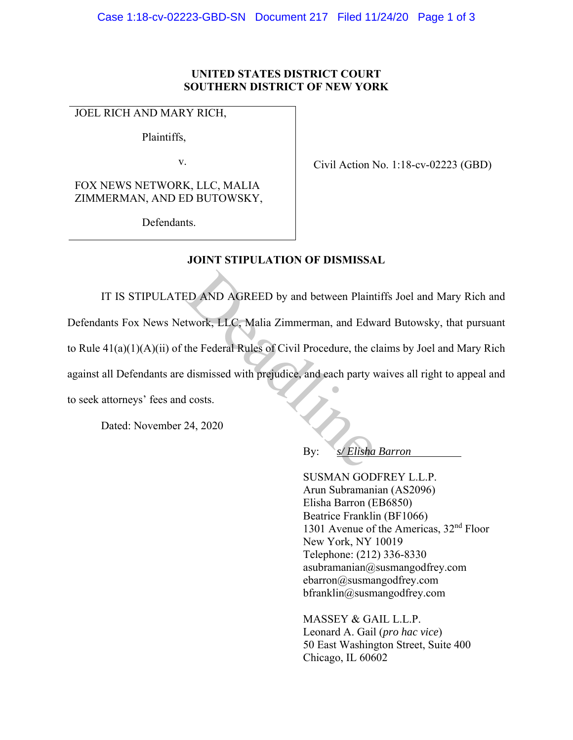**UNITED STATES DISTRICT COURT**
**SOUTHERN DISTRICT OF NEW YORK**

JOEL RICH AND MARY RICH,

Plaintiffs,

v.

FOX NEWS NETWORK, LLC, MALIA ZIMMERMAN, AND ED BUTOWSKY,

Defendants.

Civil Action No. 1:18-cv-02223 (GBD)

**JOINT STIPULATION OF DISMISSAL**

IT IS STIPULATED AND AGREED by and between Plaintiffs Joel and Mary Rich and Defendants Fox News Network, LLC, Malia Zimmerman, and Edward Butowsky, that pursuant to Rule 41(a)(1)(A)(ii) of the Federal Rules of Civil Procedure, the claims by Joel and Mary Rich against all Defendants are dismissed with prejudice, and each party waives all right to appeal and to seek attorneys' fees and costs.

Dated: November 24, 2020

By: *s/ Elisha Barron*

SUSMAN GODFREY L.L.P.
Arun Subramanian (AS2096)
Elisha Barron (EB6850)
Beatrice Franklin (BF1066)
1301 Avenue of the Americas, 32nd Floor
New York, NY 10019
Telephone: (212) 336-8330
asubramanian@susmangodfrey.com
ebarron@susmangodfrey.com
bfranklin@susmangodfrey.com

MASSEY & GAIL L.L.P.
Leonard A. Gail (*pro hac vice*)
50 East Washington Street, Suite 400
Chicago, IL 60602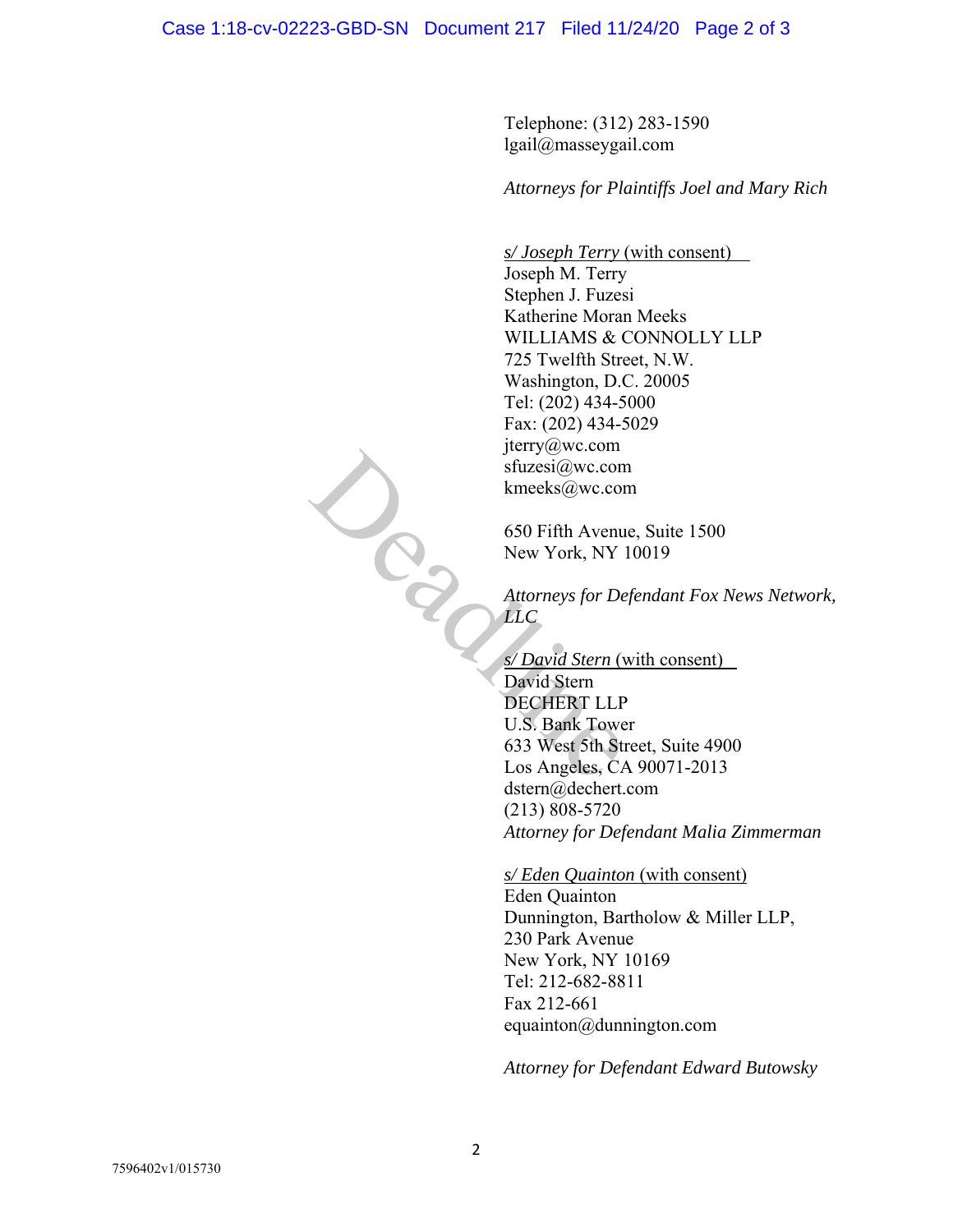Telephone: (312) 283-1590
lgail@masseygail.com

*Attorneys for Plaintiffs Joel and Mary Rich*

*s/ Joseph Terry* (with consent)
Joseph M. Terry
Stephen J. Fuzesi
Katherine Moran Meeks
WILLIAMS & CONNOLLY LLP
725 Twelfth Street, N.W.
Washington, D.C. 20005
Tel: (202) 434-5000
Fax: (202) 434-5029
jterry@wc.com
sfuzesi@wc.com
kmeeks@wc.com

650 Fifth Avenue, Suite 1500
New York, NY 10019

*Attorneys for Defendant Fox News Network, LLC*

*s/ David Stern* (with consent)
David Stern
DECHERT LLP
U.S. Bank Tower
633 West 5th Street, Suite 4900
Los Angeles, CA 90071-2013
dstern@dechert.com
(213) 808-5720
*Attorney for Defendant Malia Zimmerman*

*s/ Eden Quainton* (with consent)
Eden Quainton
Dunnington, Bartholow & Miller LLP,
230 Park Avenue
New York, NY 10169
Tel: 212-682-8811
Fax 212-661
equainton@dunnington.com

*Attorney for Defendant Edward Butowsky*

7596402v1/015730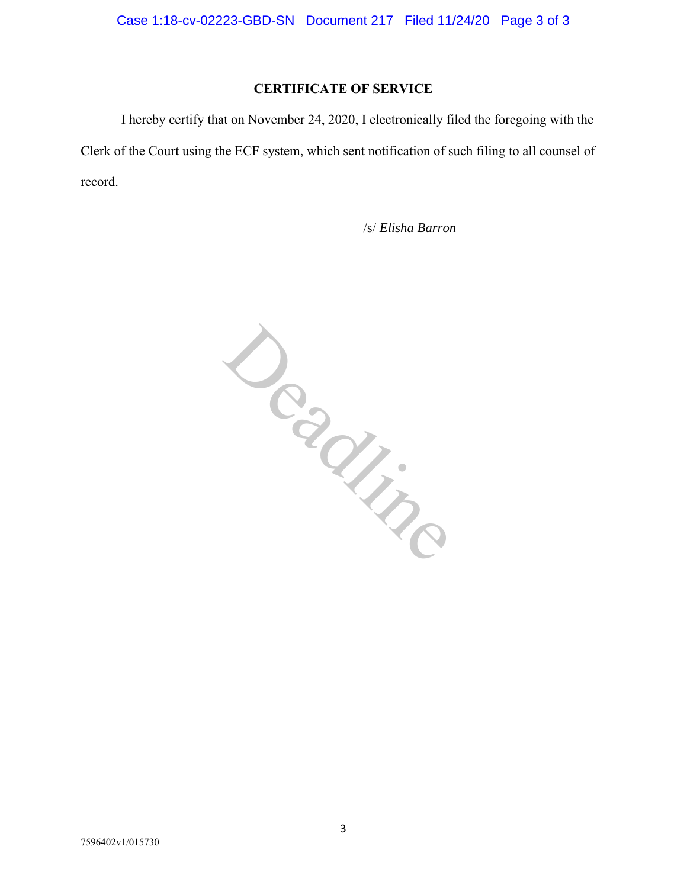## CERTIFICATE OF SERVICE

I hereby certify that on November 24, 2020, I electronically filed the foregoing with the Clerk of the Court using the ECF system, which sent notification of such filing to all counsel of record.

/s/ *Elisha Barron*

7596402v1/015730